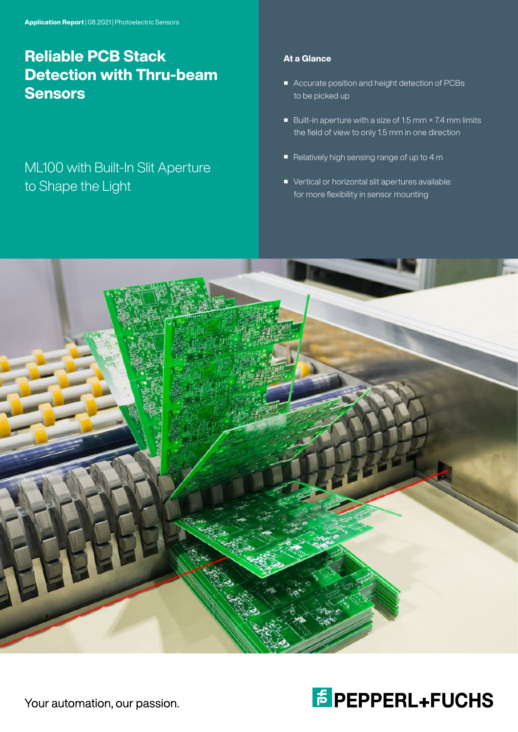**Application Report** | 08.2021 | Photoelectric Sensors

# Reliable PCB Stack Detection with Thru-beam Sensors

## ML100 with Built-In Slit Aperture to Shape the Light

### At a Glance

- Accurate position and height detection of PCBs to be picked up
- Built-in aperture with a size of 1.5 mm × 7.4 mm limits the field of view to only 1.5 mm in one direction
- Relatively high sensing range of up to 4 m
- Vertical or horizontal slit apertures available: for more flexibility in sensor mounting

Your automation, our passion.

PEPPERL+FUCHS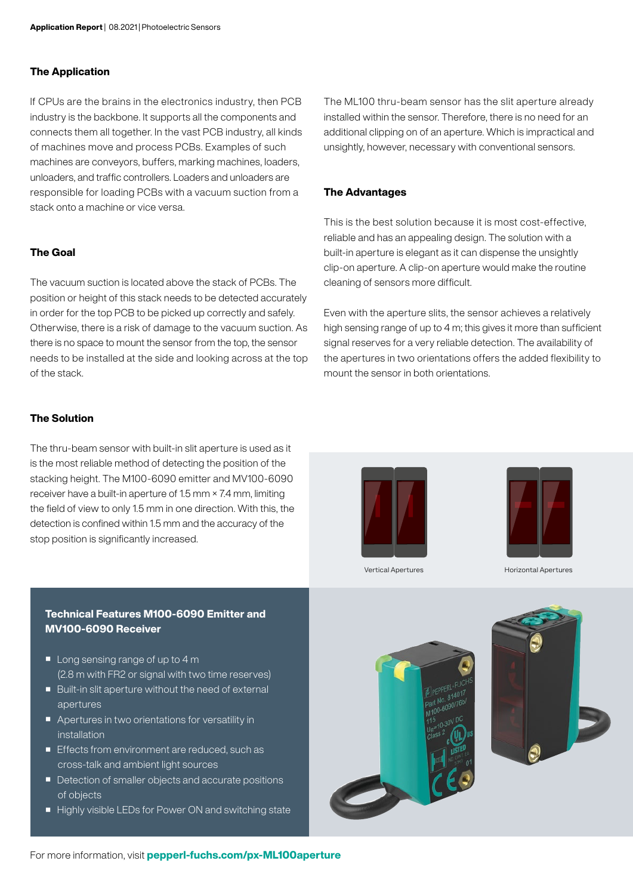## The Application

If CPUs are the brains in the electronics industry, then PCB industry is the backbone. It supports all the components and connects them all together. In the vast PCB industry, all kinds of machines move and process PCBs. Examples of such machines are conveyors, buffers, marking machines, loaders, unloaders, and traffic controllers. Loaders and unloaders are responsible for loading PCBs with a vacuum suction from a stack onto a machine or vice versa.

## The Goal

The vacuum suction is located above the stack of PCBs. The position or height of this stack needs to be detected accurately in order for the top PCB to be picked up correctly and safely. Otherwise, there is a risk of damage to the vacuum suction. As there is no space to mount the sensor from the top, the sensor needs to be installed at the side and looking across at the top of the stack.

## The Solution

The thru-beam sensor with built-in slit aperture is used as it is the most reliable method of detecting the position of the stacking height. The M100-6090 emitter and MV100-6090 receiver have a built-in aperture of 1.5 mm × 7.4 mm, limiting the field of view to only 1.5 mm in one direction. With this, the detection is confined within 1.5 mm and the accuracy of the stop position is significantly increased.

The ML100 thru-beam sensor has the slit aperture already installed within the sensor. Therefore, there is no need for an additional clipping on of an aperture. Which is impractical and unsightly, however, necessary with conventional sensors.

## The Advantages

This is the best solution because it is most cost-effective, reliable and has an appealing design. The solution with a built-in aperture is elegant as it can dispense the unsightly clip-on aperture. A clip-on aperture would make the routine cleaning of sensors more difficult.

Even with the aperture slits, the sensor achieves a relatively high sensing range of up to 4 m; this gives it more than sufficient signal reserves for a very reliable detection. The availability of the apertures in two orientations offers the added flexibility to mount the sensor in both orientations.

Vertical Apertures

Horizontal Apertures

### Technical Features M100-6090 Emitter and MV100-6090 Receiver

- Long sensing range of up to 4 m (2.8 m with FR2 or signal with two time reserves)
- Built-in slit aperture without the need of external apertures
- Apertures in two orientations for versatility in installation
- Effects from environment are reduced, such as cross-talk and ambient light sources
- Detection of smaller objects and accurate positions of objects
- Highly visible LEDs for Power ON and switching state

For more information, visit **pepperl-fuchs.com/px-ML100aperture**